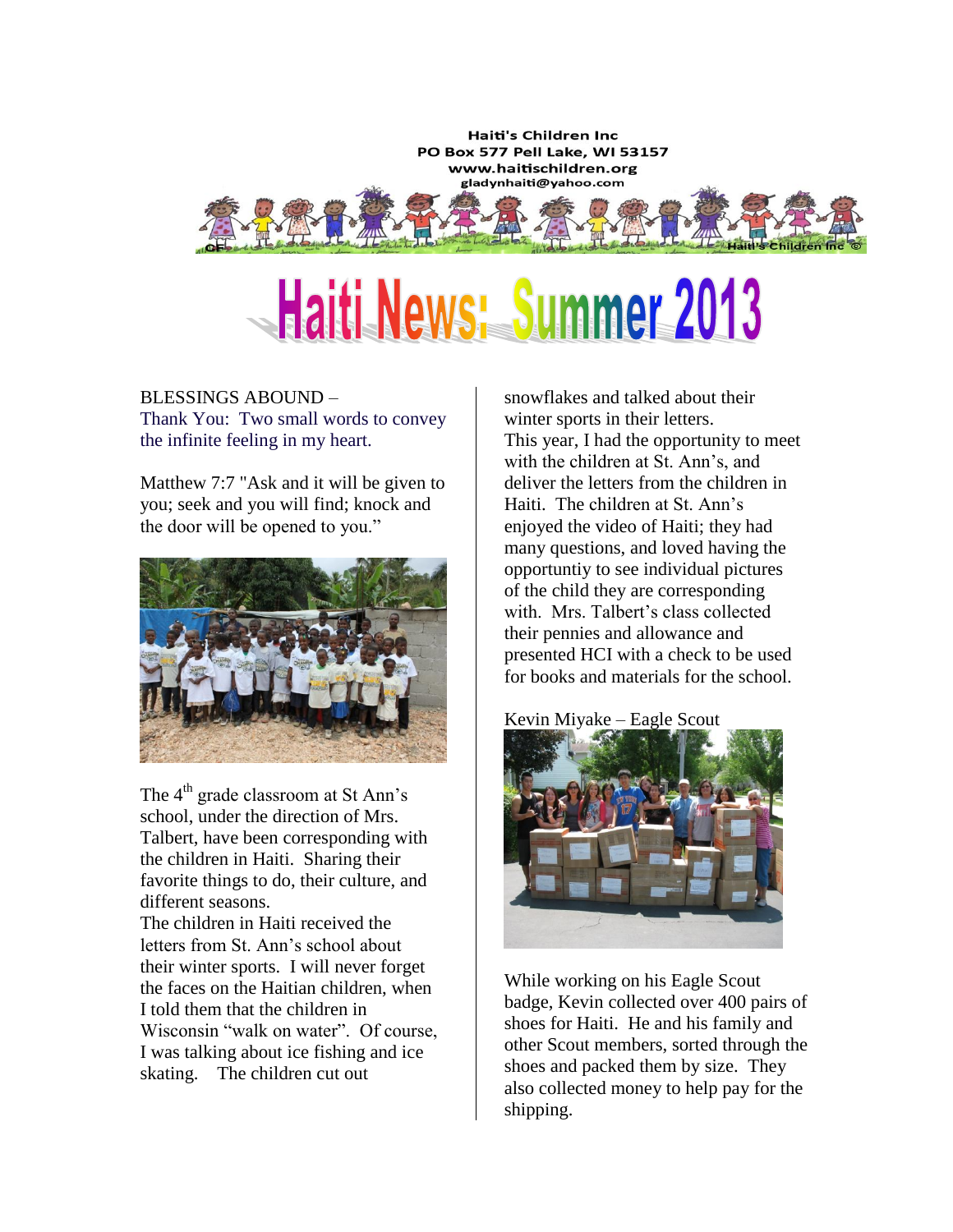Haiti's Children Inc
PO Box 577 Pell Lake, WI 53157
www.haitischildren.org
gladynhaiti@yahoo.com

# Haiti News: Summer 2013

BLESSINGS ABOUND –
Thank You: Two small words to convey the infinite feeling in my heart.

Matthew 7:7 "Ask and it will be given to you; seek and you will find; knock and the door will be opened to you."

The 4th grade classroom at St Ann's school, under the direction of Mrs. Talbert, have been corresponding with the children in Haiti. Sharing their favorite things to do, their culture, and different seasons.
The children in Haiti received the letters from St. Ann's school about their winter sports. I will never forget the faces on the Haitian children, when I told them that the children in Wisconsin "walk on water". Of course, I was talking about ice fishing and ice skating. The children cut out snowflakes and talked about their winter sports in their letters.
This year, I had the opportunity to meet with the children at St. Ann's, and deliver the letters from the children in Haiti. The children at St. Ann's enjoyed the video of Haiti; they had many questions, and loved having the opportuntiy to see individual pictures of the child they are corresponding with. Mrs. Talbert's class collected their pennies and allowance and presented HCI with a check to be used for books and materials for the school.

Kevin Miyake – Eagle Scout

While working on his Eagle Scout badge, Kevin collected over 400 pairs of shoes for Haiti. He and his family and other Scout members, sorted through the shoes and packed them by size. They also collected money to help pay for the shipping.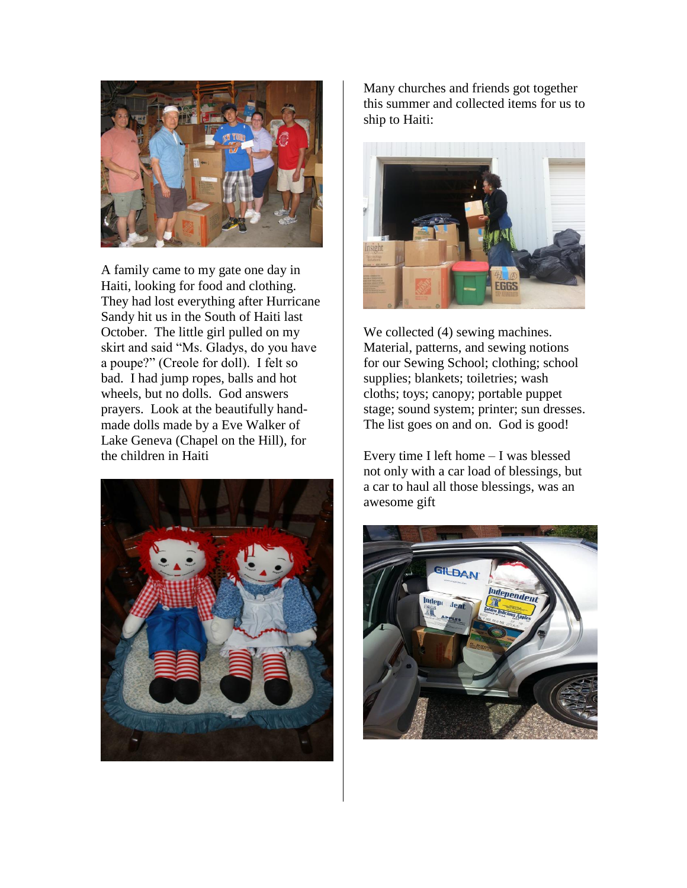A family came to my gate one day in Haiti, looking for food and clothing. They had lost everything after Hurricane Sandy hit us in the South of Haiti last October. The little girl pulled on my skirt and said "Ms. Gladys, do you have a poupe?" (Creole for doll). I felt so bad. I had jump ropes, balls and hot wheels, but no dolls. God answers prayers. Look at the beautifully hand-made dolls made by a Eve Walker of Lake Geneva (Chapel on the Hill), for the children in Haiti

Many churches and friends got together this summer and collected items for us to ship to Haiti:

We collected (4) sewing machines. Material, patterns, and sewing notions for our Sewing School; clothing; school supplies; blankets; toiletries; wash cloths; toys; canopy; portable puppet stage; sound system; printer; sun dresses. The list goes on and on. God is good!

Every time I left home – I was blessed not only with a car load of blessings, but a car to haul all those blessings, was an awesome gift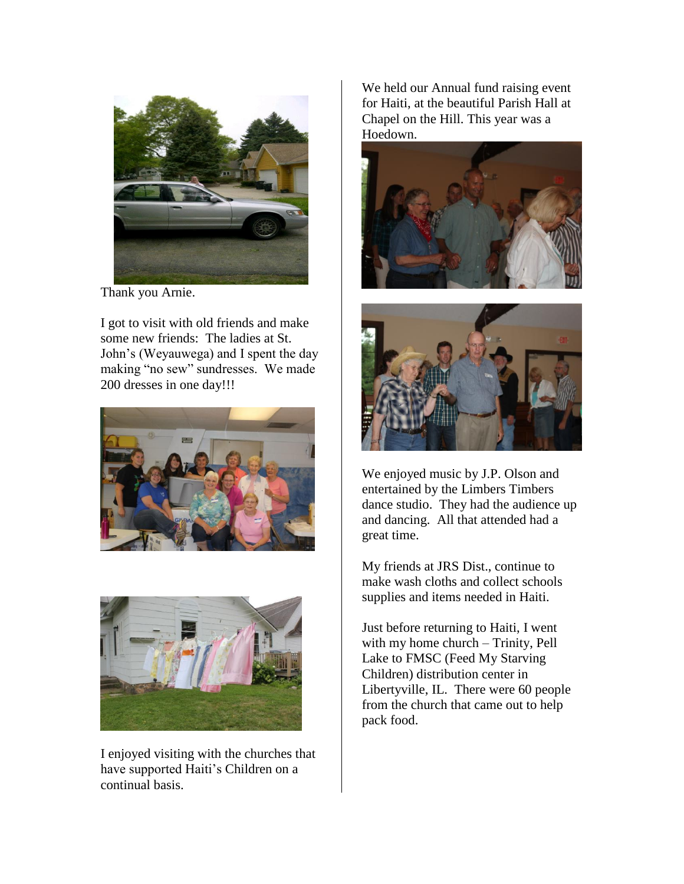Thank you Arnie.

I got to visit with old friends and make some new friends: The ladies at St. John's (Weyauwega) and I spent the day making "no sew" sundresses. We made 200 dresses in one day!!!

I enjoyed visiting with the churches that have supported Haiti's Children on a continual basis.

We held our Annual fund raising event for Haiti, at the beautiful Parish Hall at Chapel on the Hill. This year was a Hoedown.

We enjoyed music by J.P. Olson and entertained by the Limbers Timbers dance studio. They had the audience up and dancing. All that attended had a great time.

My friends at JRS Dist., continue to make wash cloths and collect schools supplies and items needed in Haiti.

Just before returning to Haiti, I went with my home church – Trinity, Pell Lake to FMSC (Feed My Starving Children) distribution center in Libertyville, IL. There were 60 people from the church that came out to help pack food.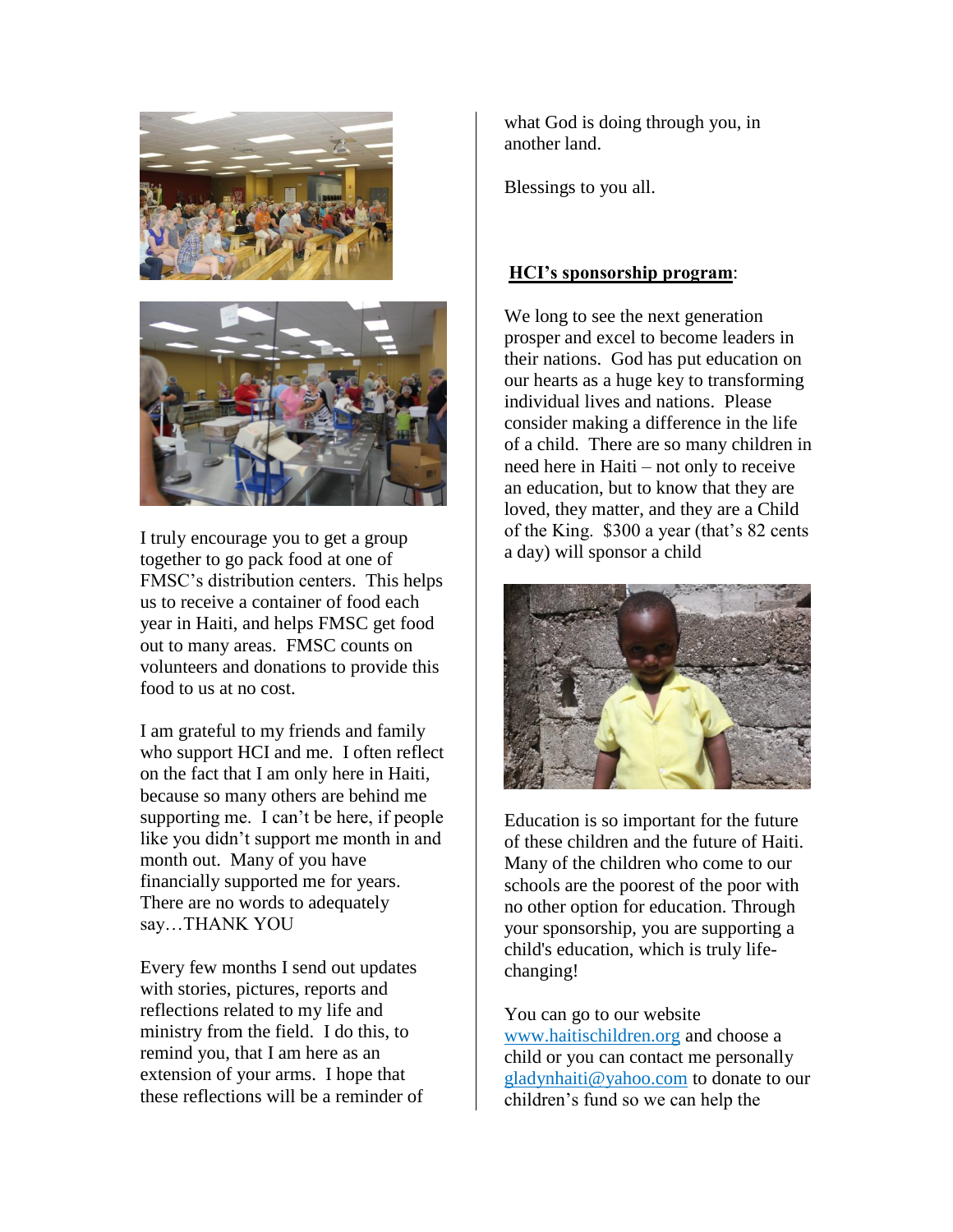I truly encourage you to get a group together to go pack food at one of FMSC's distribution centers. This helps us to receive a container of food each year in Haiti, and helps FMSC get food out to many areas. FMSC counts on volunteers and donations to provide this food to us at no cost.

I am grateful to my friends and family who support HCI and me. I often reflect on the fact that I am only here in Haiti, because so many others are behind me supporting me. I can't be here, if people like you didn't support me month in and month out. Many of you have financially supported me for years. There are no words to adequately say…THANK YOU

Every few months I send out updates with stories, pictures, reports and reflections related to my life and ministry from the field. I do this, to remind you, that I am here as an extension of your arms. I hope that these reflections will be a reminder of what God is doing through you, in another land.

Blessings to you all.

**HCI's sponsorship program**:

We long to see the next generation prosper and excel to become leaders in their nations. God has put education on our hearts as a huge key to transforming individual lives and nations. Please consider making a difference in the life of a child. There are so many children in need here in Haiti – not only to receive an education, but to know that they are loved, they matter, and they are a Child of the King. $300 a year (that's 82 cents a day) will sponsor a child

Education is so important for the future of these children and the future of Haiti. Many of the children who come to our schools are the poorest of the poor with no other option for education. Through your sponsorship, you are supporting a child's education, which is truly life-changing!

You can go to our website www.haitischildren.org and choose a child or you can contact me personally gladynhaiti@yahoo.com to donate to our children's fund so we can help the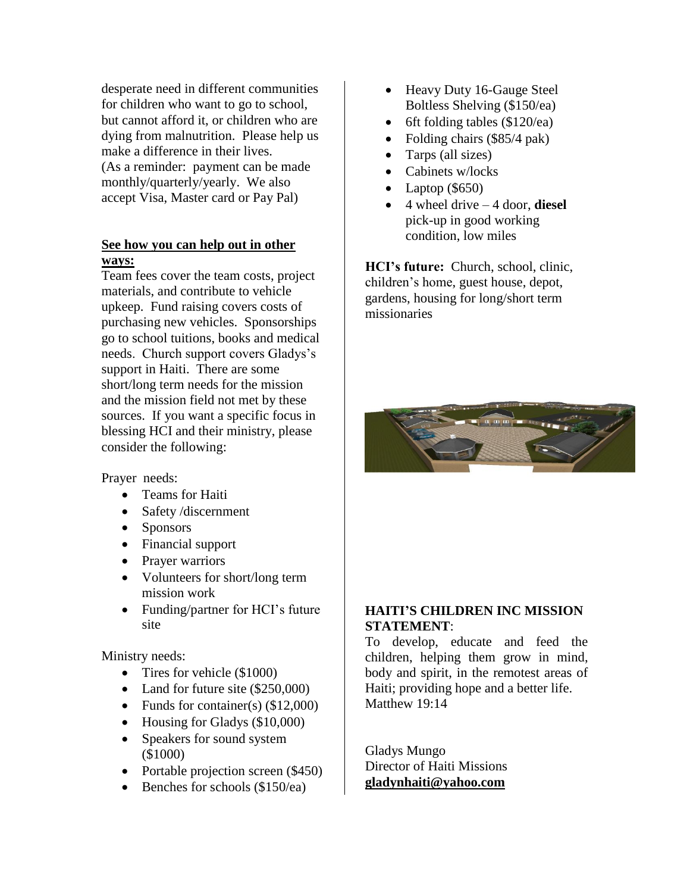desperate need in different communities for children who want to go to school, but cannot afford it, or children who are dying from malnutrition. Please help us make a difference in their lives.
(As a reminder: payment can be made monthly/quarterly/yearly. We also accept Visa, Master card or Pay Pal)

**See how you can help out in other ways:**

Team fees cover the team costs, project materials, and contribute to vehicle upkeep. Fund raising covers costs of purchasing new vehicles. Sponsorships go to school tuitions, books and medical needs. Church support covers Gladys's support in Haiti. There are some short/long term needs for the mission and the mission field not met by these sources. If you want a specific focus in blessing HCI and their ministry, please consider the following:

Prayer needs:

- Teams for Haiti
- Safety /discernment
- Sponsors
- Financial support
- Prayer warriors
- Volunteers for short/long term mission work
- Funding/partner for HCI's future site

Ministry needs:

- Tires for vehicle ($1000)
- Land for future site ($250,000)
- Funds for container(s) ($12,000)
- Housing for Gladys ($10,000)
- Speakers for sound system ($1000)
- Portable projection screen ($450)
- Benches for schools ($150/ea)
- Heavy Duty 16-Gauge Steel Boltless Shelving ($150/ea)
- 6ft folding tables ($120/ea)
- Folding chairs ($85/4 pak)
- Tarps (all sizes)
- Cabinets w/locks
- Laptop ($650)
- 4 wheel drive – 4 door, **diesel** pick-up in good working condition, low miles

**HCI's future:** Church, school, clinic, children's home, guest house, depot, gardens, housing for long/short term missionaries

**HAITI'S CHILDREN INC MISSION STATEMENT**:

To develop, educate and feed the children, helping them grow in mind, body and spirit, in the remotest areas of Haiti; providing hope and a better life.
Matthew 19:14

Gladys Mungo
Director of Haiti Missions
**gladynhaiti@yahoo.com**